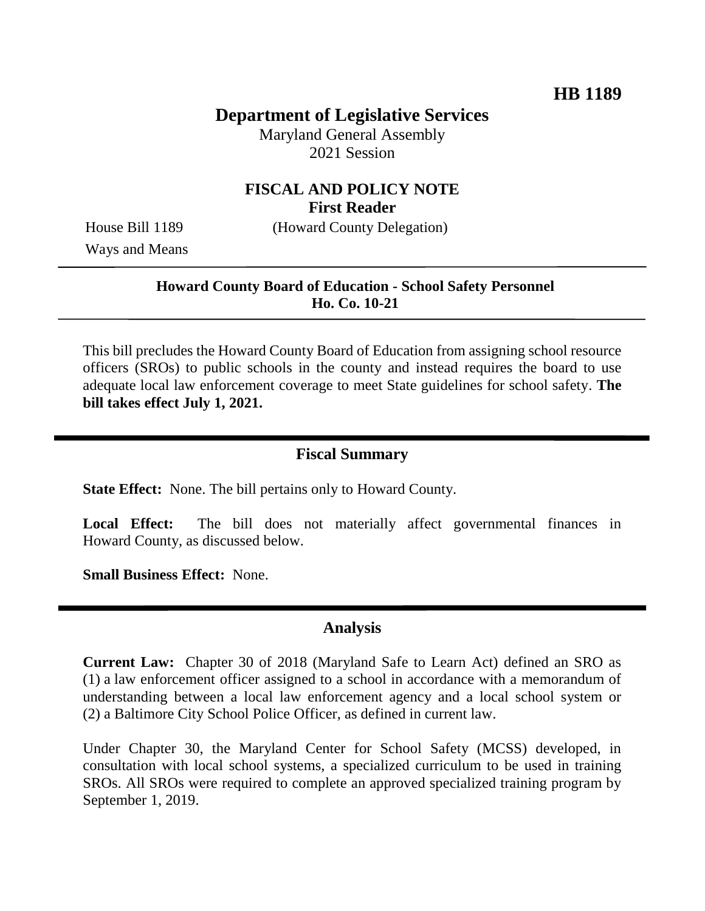**HB 1189**

# Department of Legislative Services

Maryland General Assembly
2021 Session

## FISCAL AND POLICY NOTE
**First Reader**

House Bill 1189 (Howard County Delegation)
Ways and Means

---

**Howard County Board of Education - School Safety Personnel**
**Ho. Co. 10-21**

---

This bill precludes the Howard County Board of Education from assigning school resource officers (SROs) to public schools in the county and instead requires the board to use adequate local law enforcement coverage to meet State guidelines for school safety. **The bill takes effect July 1, 2021.**

## Fiscal Summary

**State Effect:** None. The bill pertains only to Howard County.

**Local Effect:** The bill does not materially affect governmental finances in Howard County, as discussed below.

**Small Business Effect:** None.

## Analysis

**Current Law:** Chapter 30 of 2018 (Maryland Safe to Learn Act) defined an SRO as (1) a law enforcement officer assigned to a school in accordance with a memorandum of understanding between a local law enforcement agency and a local school system or (2) a Baltimore City School Police Officer, as defined in current law.

Under Chapter 30, the Maryland Center for School Safety (MCSS) developed, in consultation with local school systems, a specialized curriculum to be used in training SROs. All SROs were required to complete an approved specialized training program by September 1, 2019.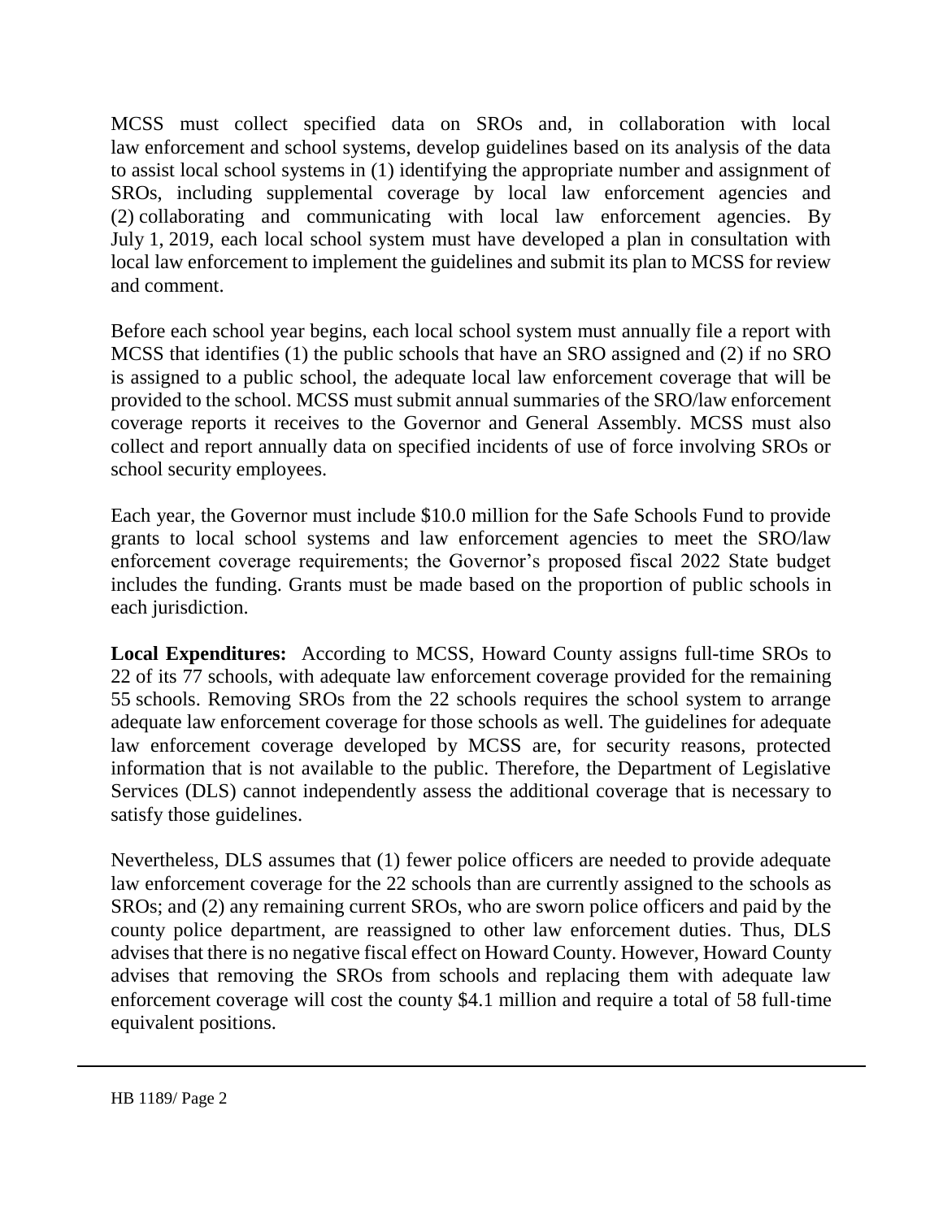MCSS must collect specified data on SROs and, in collaboration with local law enforcement and school systems, develop guidelines based on its analysis of the data to assist local school systems in (1) identifying the appropriate number and assignment of SROs, including supplemental coverage by local law enforcement agencies and (2) collaborating and communicating with local law enforcement agencies. By July 1, 2019, each local school system must have developed a plan in consultation with local law enforcement to implement the guidelines and submit its plan to MCSS for review and comment.

Before each school year begins, each local school system must annually file a report with MCSS that identifies (1) the public schools that have an SRO assigned and (2) if no SRO is assigned to a public school, the adequate local law enforcement coverage that will be provided to the school. MCSS must submit annual summaries of the SRO/law enforcement coverage reports it receives to the Governor and General Assembly. MCSS must also collect and report annually data on specified incidents of use of force involving SROs or school security employees.

Each year, the Governor must include $10.0 million for the Safe Schools Fund to provide grants to local school systems and law enforcement agencies to meet the SRO/law enforcement coverage requirements; the Governor's proposed fiscal 2022 State budget includes the funding. Grants must be made based on the proportion of public schools in each jurisdiction.

**Local Expenditures:** According to MCSS, Howard County assigns full-time SROs to 22 of its 77 schools, with adequate law enforcement coverage provided for the remaining 55 schools. Removing SROs from the 22 schools requires the school system to arrange adequate law enforcement coverage for those schools as well. The guidelines for adequate law enforcement coverage developed by MCSS are, for security reasons, protected information that is not available to the public. Therefore, the Department of Legislative Services (DLS) cannot independently assess the additional coverage that is necessary to satisfy those guidelines.

Nevertheless, DLS assumes that (1) fewer police officers are needed to provide adequate law enforcement coverage for the 22 schools than are currently assigned to the schools as SROs; and (2) any remaining current SROs, who are sworn police officers and paid by the county police department, are reassigned to other law enforcement duties. Thus, DLS advises that there is no negative fiscal effect on Howard County. However, Howard County advises that removing the SROs from schools and replacing them with adequate law enforcement coverage will cost the county $4.1 million and require a total of 58 full-time equivalent positions.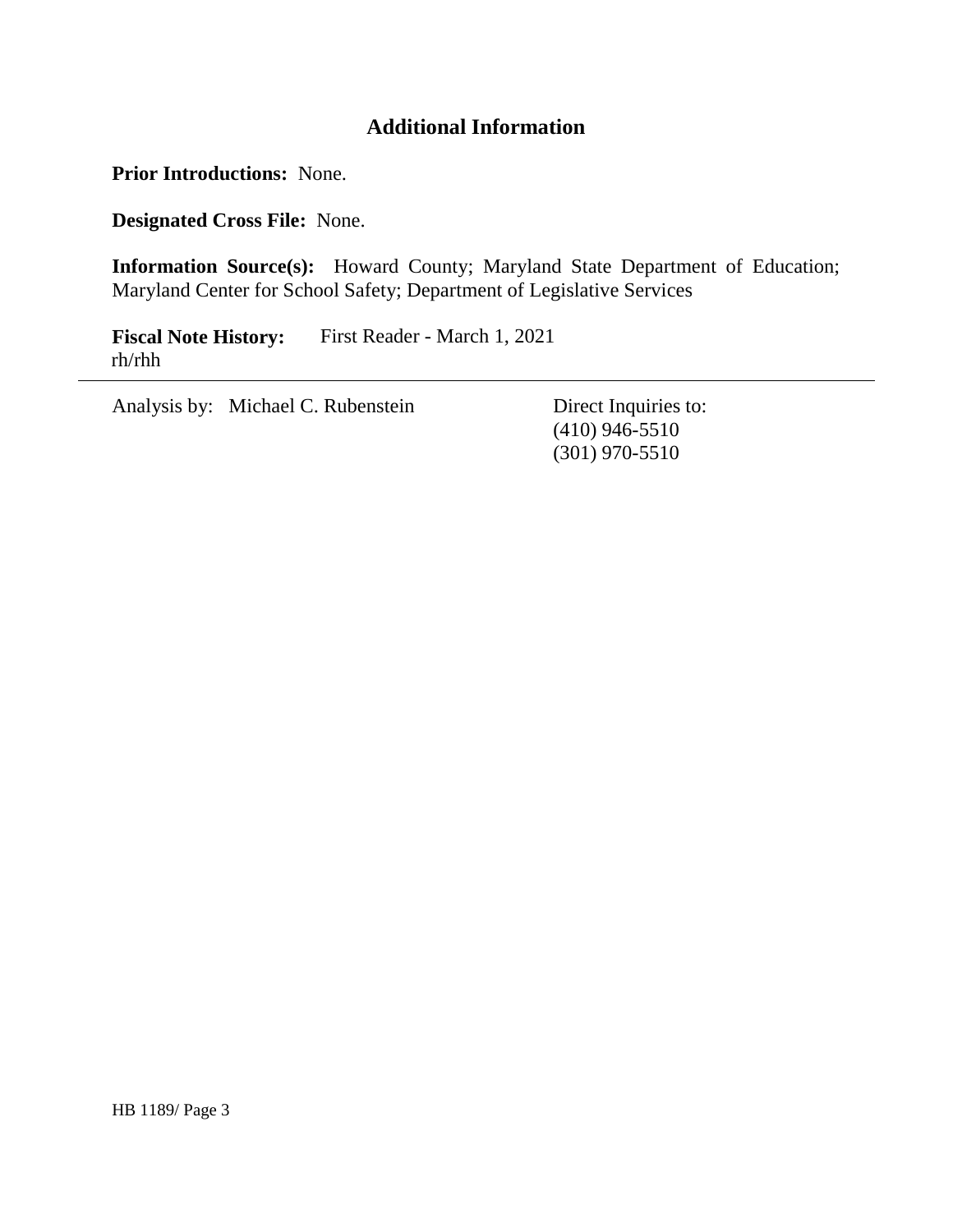## Additional Information

**Prior Introductions:** None.

**Designated Cross File:** None.

**Information Source(s):** Howard County; Maryland State Department of Education; Maryland Center for School Safety; Department of Legislative Services

**Fiscal Note History:** First Reader - March 1, 2021
rh/rhh

---

Analysis by: Michael C. Rubenstein

Direct Inquiries to:
(410) 946-5510
(301) 970-5510